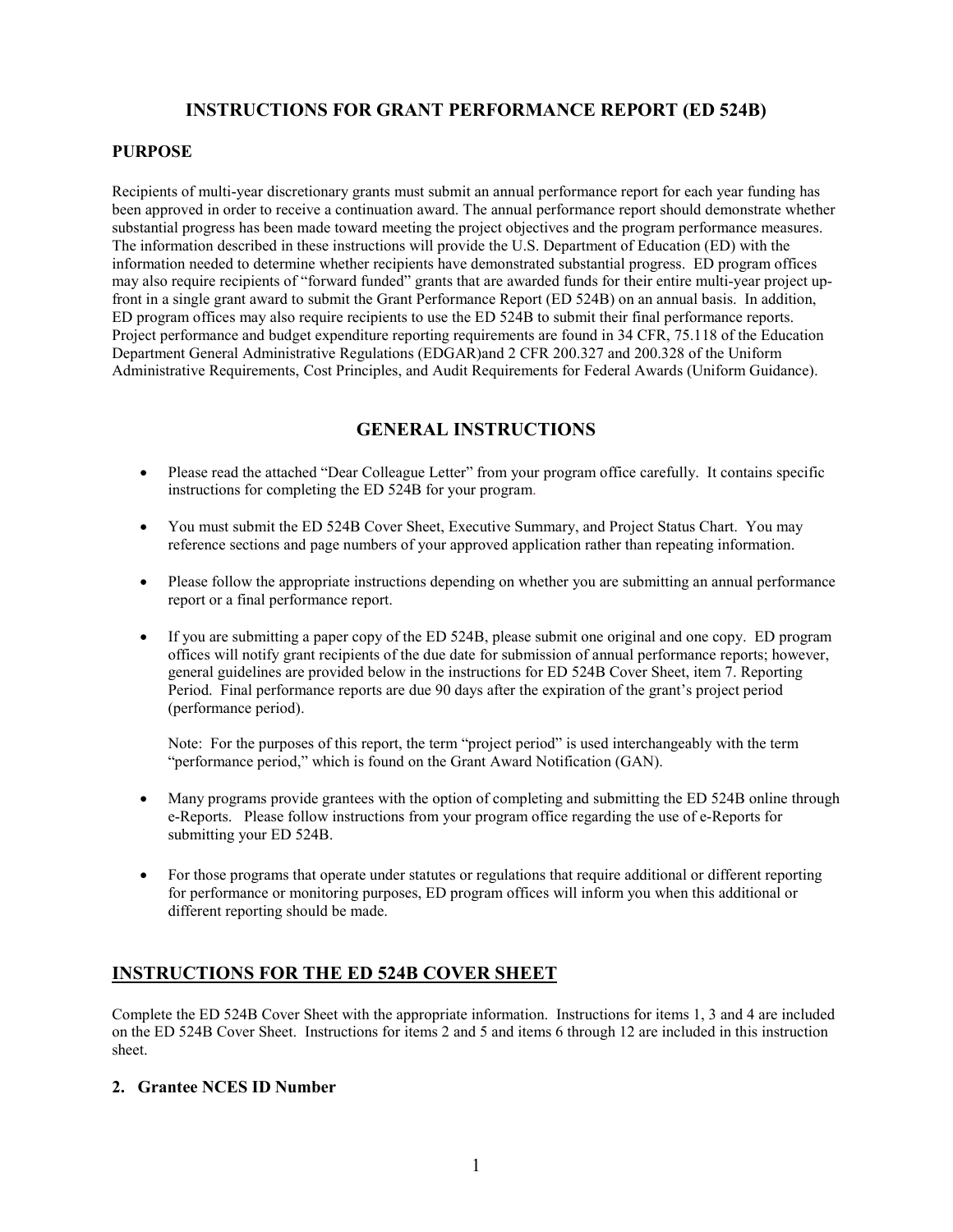## INSTRUCTIONS FOR GRANT PERFORMANCE REPORT (ED 524B)

### PURPOSE

Recipients of multi-year discretionary grants must submit an annual performance report for each year funding has been approved in order to receive a continuation award. The annual performance report should demonstrate whether substantial progress has been made toward meeting the project objectives and the program performance measures. The information described in these instructions will provide the U.S. Department of Education (ED) with the information needed to determine whether recipients have demonstrated substantial progress. ED program offices may also require recipients of "forward funded" grants that are awarded funds for their entire multi-year project up-front in a single grant award to submit the Grant Performance Report (ED 524B) on an annual basis. In addition, ED program offices may also require recipients to use the ED 524B to submit their final performance reports. Project performance and budget expenditure reporting requirements are found in 34 CFR, 75.118 of the Education Department General Administrative Regulations (EDGAR)and 2 CFR 200.327 and 200.328 of the Uniform Administrative Requirements, Cost Principles, and Audit Requirements for Federal Awards (Uniform Guidance).

## GENERAL INSTRUCTIONS

- Please read the attached "Dear Colleague Letter" from your program office carefully. It contains specific instructions for completing the ED 524B for your program.
- You must submit the ED 524B Cover Sheet, Executive Summary, and Project Status Chart. You may reference sections and page numbers of your approved application rather than repeating information.
- Please follow the appropriate instructions depending on whether you are submitting an annual performance report or a final performance report.
- If you are submitting a paper copy of the ED 524B, please submit one original and one copy. ED program offices will notify grant recipients of the due date for submission of annual performance reports; however, general guidelines are provided below in the instructions for ED 524B Cover Sheet, item 7. Reporting Period. Final performance reports are due 90 days after the expiration of the grant's project period (performance period).

  Note: For the purposes of this report, the term "project period" is used interchangeably with the term "performance period," which is found on the Grant Award Notification (GAN).

- Many programs provide grantees with the option of completing and submitting the ED 524B online through e-Reports. Please follow instructions from your program office regarding the use of e-Reports for submitting your ED 524B.
- For those programs that operate under statutes or regulations that require additional or different reporting for performance or monitoring purposes, ED program offices will inform you when this additional or different reporting should be made.

## INSTRUCTIONS FOR THE ED 524B COVER SHEET

Complete the ED 524B Cover Sheet with the appropriate information. Instructions for items 1, 3 and 4 are included on the ED 524B Cover Sheet. Instructions for items 2 and 5 and items 6 through 12 are included in this instruction sheet.

### 2. Grantee NCES ID Number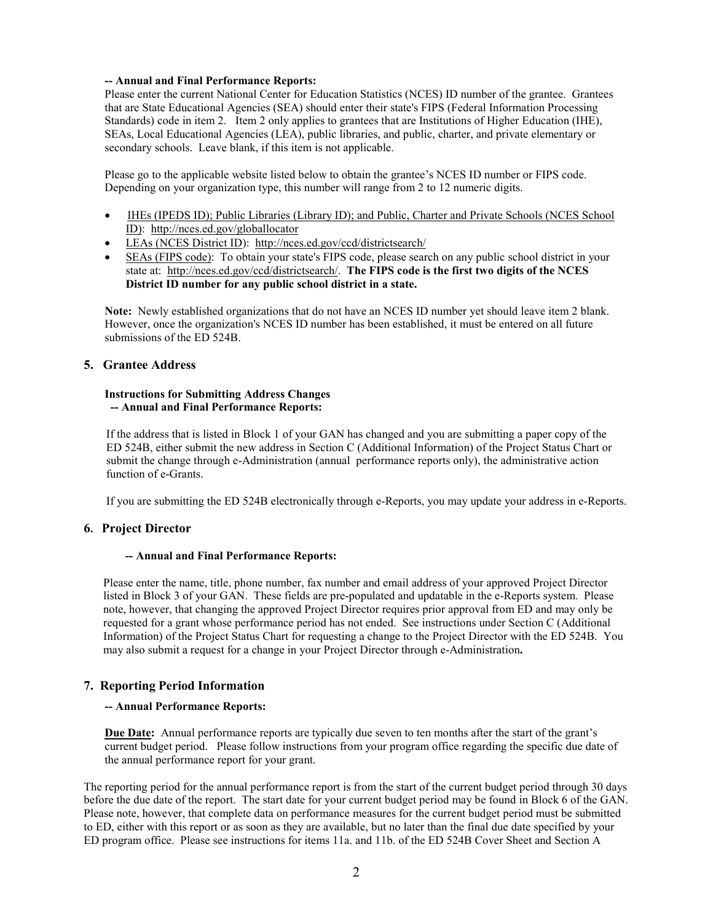**-- Annual and Final Performance Reports:**

Please enter the current National Center for Education Statistics (NCES) ID number of the grantee. Grantees that are State Educational Agencies (SEA) should enter their state's FIPS (Federal Information Processing Standards) code in item 2. Item 2 only applies to grantees that are Institutions of Higher Education (IHE), SEAs, Local Educational Agencies (LEA), public libraries, and public, charter, and private elementary or secondary schools. Leave blank, if this item is not applicable.

Please go to the applicable website listed below to obtain the grantee's NCES ID number or FIPS code. Depending on your organization type, this number will range from 2 to 12 numeric digits.

- IHEs (IPEDS ID); Public Libraries (Library ID); and Public, Charter and Private Schools (NCES School ID): http://nces.ed.gov/globallocator
- LEAs (NCES District ID): http://nces.ed.gov/ccd/districtsearch/
- SEAs (FIPS code): To obtain your state's FIPS code, please search on any public school district in your state at: http://nces.ed.gov/ccd/districtsearch/. **The FIPS code is the first two digits of the NCES District ID number for any public school district in a state.**

**Note:** Newly established organizations that do not have an NCES ID number yet should leave item 2 blank. However, once the organization's NCES ID number has been established, it must be entered on all future submissions of the ED 524B.

## 5. Grantee Address

**Instructions for Submitting Address Changes**
**-- Annual and Final Performance Reports:**

If the address that is listed in Block 1 of your GAN has changed and you are submitting a paper copy of the ED 524B, either submit the new address in Section C (Additional Information) of the Project Status Chart or submit the change through e-Administration (annual performance reports only), the administrative action function of e-Grants.

If you are submitting the ED 524B electronically through e-Reports, you may update your address in e-Reports.

## 6. Project Director

**-- Annual and Final Performance Reports:**

Please enter the name, title, phone number, fax number and email address of your approved Project Director listed in Block 3 of your GAN. These fields are pre-populated and updatable in the e-Reports system. Please note, however, that changing the approved Project Director requires prior approval from ED and may only be requested for a grant whose performance period has not ended. See instructions under Section C (Additional Information) of the Project Status Chart for requesting a change to the Project Director with the ED 524B. You may also submit a request for a change in your Project Director through e-Administration**.**

## 7. Reporting Period Information

**-- Annual Performance Reports:**

**Due Date:** Annual performance reports are typically due seven to ten months after the start of the grant's current budget period. Please follow instructions from your program office regarding the specific due date of the annual performance report for your grant.

The reporting period for the annual performance report is from the start of the current budget period through 30 days before the due date of the report. The start date for your current budget period may be found in Block 6 of the GAN. Please note, however, that complete data on performance measures for the current budget period must be submitted to ED, either with this report or as soon as they are available, but no later than the final due date specified by your ED program office. Please see instructions for items 11a. and 11b. of the ED 524B Cover Sheet and Section A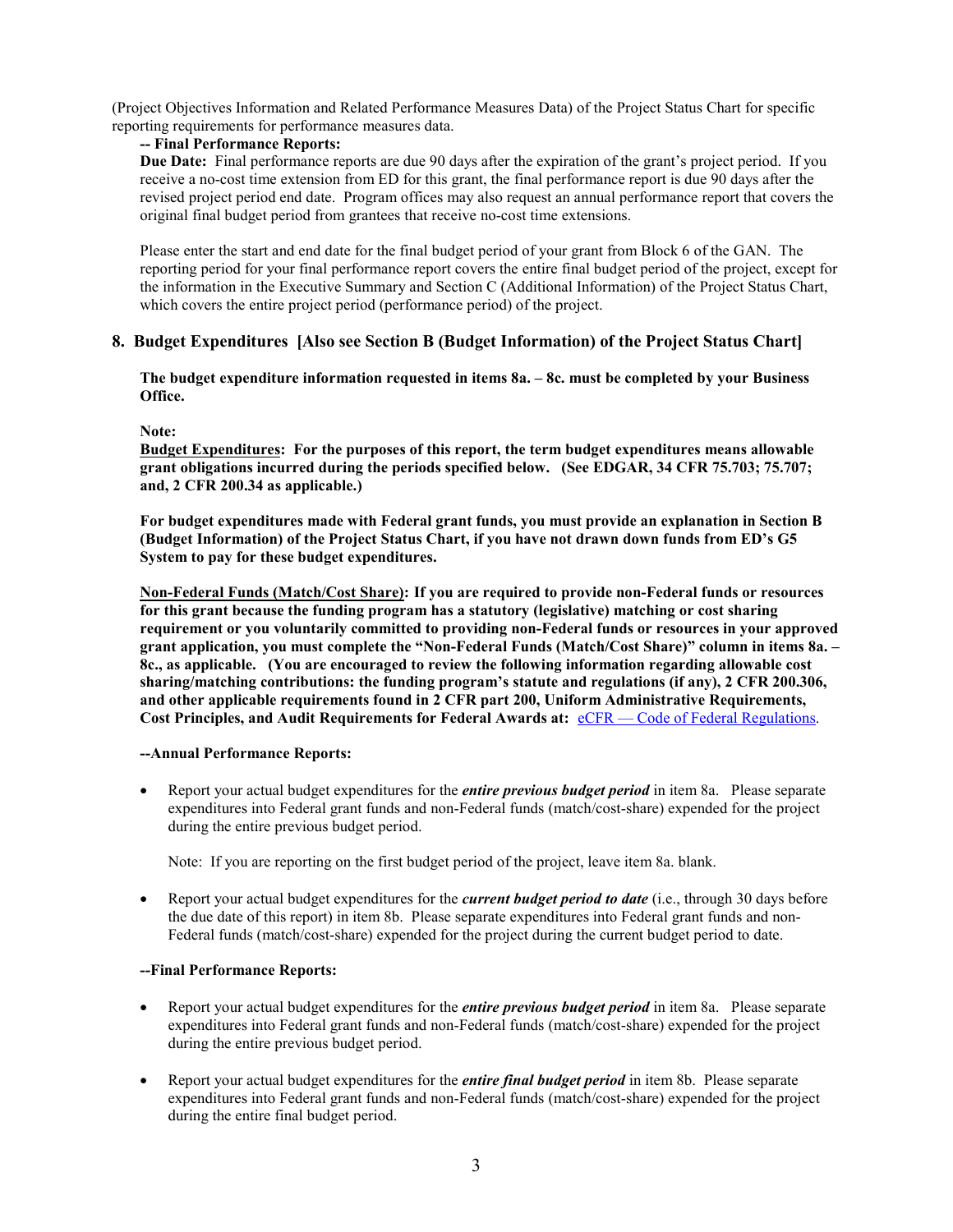(Project Objectives Information and Related Performance Measures Data) of the Project Status Chart for specific reporting requirements for performance measures data.

**-- Final Performance Reports:**

**Due Date:** Final performance reports are due 90 days after the expiration of the grant's project period. If you receive a no-cost time extension from ED for this grant, the final performance report is due 90 days after the revised project period end date. Program offices may also request an annual performance report that covers the original final budget period from grantees that receive no-cost time extensions.

Please enter the start and end date for the final budget period of your grant from Block 6 of the GAN. The reporting period for your final performance report covers the entire final budget period of the project, except for the information in the Executive Summary and Section C (Additional Information) of the Project Status Chart, which covers the entire project period (performance period) of the project.

## 8. Budget Expenditures [Also see Section B (Budget Information) of the Project Status Chart]

**The budget expenditure information requested in items 8a. – 8c. must be completed by your Business Office.**

**Note:**

**Budget Expenditures: For the purposes of this report, the term budget expenditures means allowable grant obligations incurred during the periods specified below. (See EDGAR, 34 CFR 75.703; 75.707; and, 2 CFR 200.34 as applicable.)**

**For budget expenditures made with Federal grant funds, you must provide an explanation in Section B (Budget Information) of the Project Status Chart, if you have not drawn down funds from ED's G5 System to pay for these budget expenditures.**

**Non-Federal Funds (Match/Cost Share): If you are required to provide non-Federal funds or resources for this grant because the funding program has a statutory (legislative) matching or cost sharing requirement or you voluntarily committed to providing non-Federal funds or resources in your approved grant application, you must complete the "Non-Federal Funds (Match/Cost Share)" column in items 8a. – 8c., as applicable. (You are encouraged to review the following information regarding allowable cost sharing/matching contributions: the funding program's statute and regulations (if any), 2 CFR 200.306, and other applicable requirements found in 2 CFR part 200, Uniform Administrative Requirements, Cost Principles, and Audit Requirements for Federal Awards at:** eCFR — Code of Federal Regulations.

**--Annual Performance Reports:**

- Report your actual budget expenditures for the ***entire previous budget period*** in item 8a. Please separate expenditures into Federal grant funds and non-Federal funds (match/cost-share) expended for the project during the entire previous budget period.

  Note: If you are reporting on the first budget period of the project, leave item 8a. blank.

- Report your actual budget expenditures for the ***current budget period to date*** (i.e., through 30 days before the due date of this report) in item 8b. Please separate expenditures into Federal grant funds and non-Federal funds (match/cost-share) expended for the project during the current budget period to date.

**--Final Performance Reports:**

- Report your actual budget expenditures for the ***entire previous budget period*** in item 8a. Please separate expenditures into Federal grant funds and non-Federal funds (match/cost-share) expended for the project during the entire previous budget period.

- Report your actual budget expenditures for the ***entire final budget period*** in item 8b. Please separate expenditures into Federal grant funds and non-Federal funds (match/cost-share) expended for the project during the entire final budget period.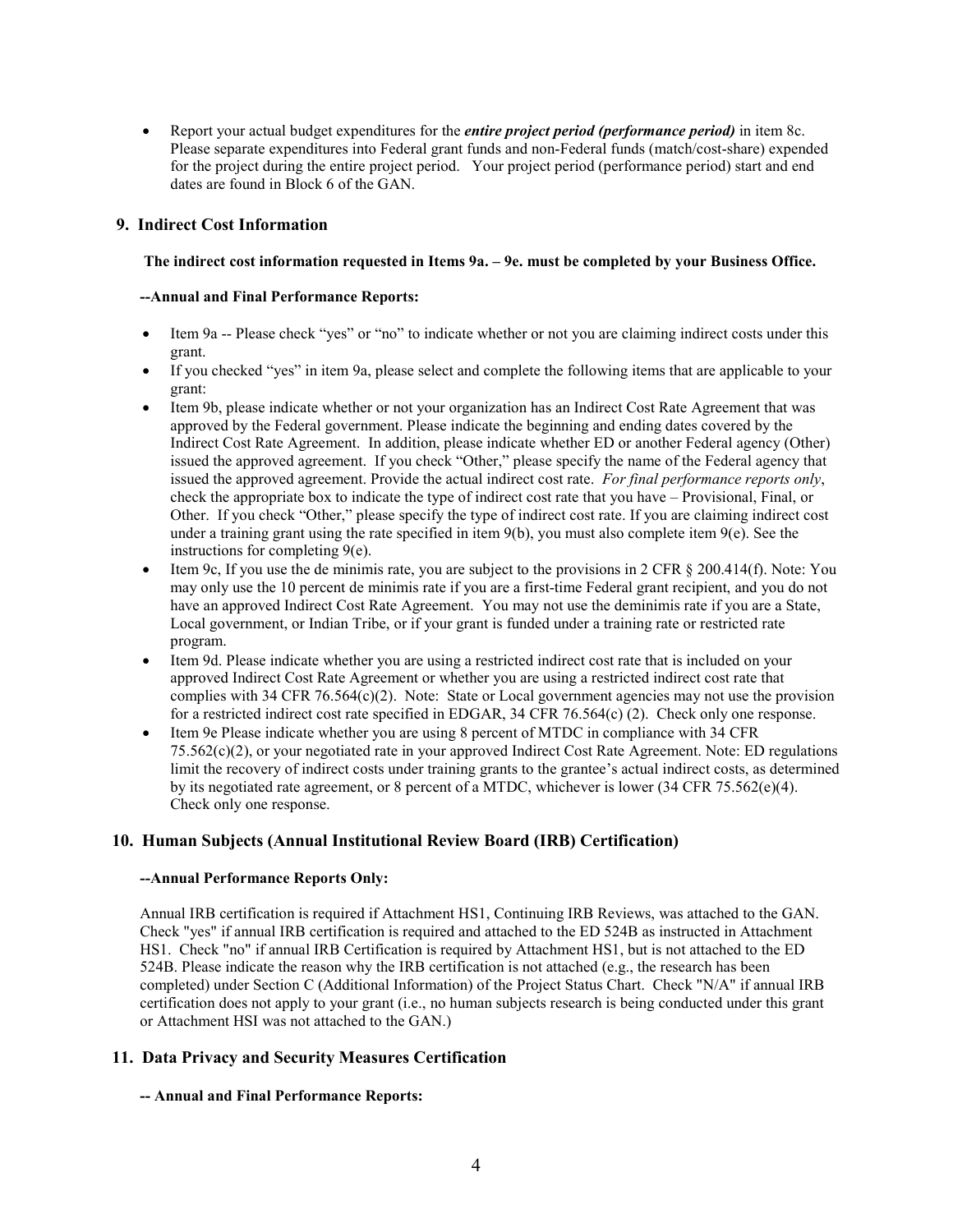- Report your actual budget expenditures for the ***entire project period (performance period)*** in item 8c. Please separate expenditures into Federal grant funds and non-Federal funds (match/cost-share) expended for the project during the entire project period. Your project period (performance period) start and end dates are found in Block 6 of the GAN.

## 9. Indirect Cost Information

**The indirect cost information requested in Items 9a. – 9e. must be completed by your Business Office.**

**--Annual and Final Performance Reports:**

- Item 9a -- Please check "yes" or "no" to indicate whether or not you are claiming indirect costs under this grant.
- If you checked "yes" in item 9a, please select and complete the following items that are applicable to your grant:
- Item 9b, please indicate whether or not your organization has an Indirect Cost Rate Agreement that was approved by the Federal government. Please indicate the beginning and ending dates covered by the Indirect Cost Rate Agreement. In addition, please indicate whether ED or another Federal agency (Other) issued the approved agreement. If you check "Other," please specify the name of the Federal agency that issued the approved agreement. Provide the actual indirect cost rate. *For final performance reports only*, check the appropriate box to indicate the type of indirect cost rate that you have – Provisional, Final, or Other. If you check "Other," please specify the type of indirect cost rate. If you are claiming indirect cost under a training grant using the rate specified in item 9(b), you must also complete item 9(e). See the instructions for completing 9(e).
- Item 9c, If you use the de minimis rate, you are subject to the provisions in 2 CFR § 200.414(f). Note: You may only use the 10 percent de minimis rate if you are a first-time Federal grant recipient, and you do not have an approved Indirect Cost Rate Agreement. You may not use the deminimis rate if you are a State, Local government, or Indian Tribe, or if your grant is funded under a training rate or restricted rate program.
- Item 9d. Please indicate whether you are using a restricted indirect cost rate that is included on your approved Indirect Cost Rate Agreement or whether you are using a restricted indirect cost rate that complies with 34 CFR 76.564(c)(2). Note: State or Local government agencies may not use the provision for a restricted indirect cost rate specified in EDGAR, 34 CFR 76.564(c) (2). Check only one response.
- Item 9e Please indicate whether you are using 8 percent of MTDC in compliance with 34 CFR 75.562(c)(2), or your negotiated rate in your approved Indirect Cost Rate Agreement. Note: ED regulations limit the recovery of indirect costs under training grants to the grantee's actual indirect costs, as determined by its negotiated rate agreement, or 8 percent of a MTDC, whichever is lower (34 CFR 75.562(e)(4). Check only one response.

## 10. Human Subjects (Annual Institutional Review Board (IRB) Certification)

**--Annual Performance Reports Only:**

Annual IRB certification is required if Attachment HS1, Continuing IRB Reviews, was attached to the GAN. Check "yes" if annual IRB certification is required and attached to the ED 524B as instructed in Attachment HS1. Check "no" if annual IRB Certification is required by Attachment HS1, but is not attached to the ED 524B. Please indicate the reason why the IRB certification is not attached (e.g., the research has been completed) under Section C (Additional Information) of the Project Status Chart. Check "N/A" if annual IRB certification does not apply to your grant (i.e., no human subjects research is being conducted under this grant or Attachment HSI was not attached to the GAN.)

## 11. Data Privacy and Security Measures Certification

**-- Annual and Final Performance Reports:**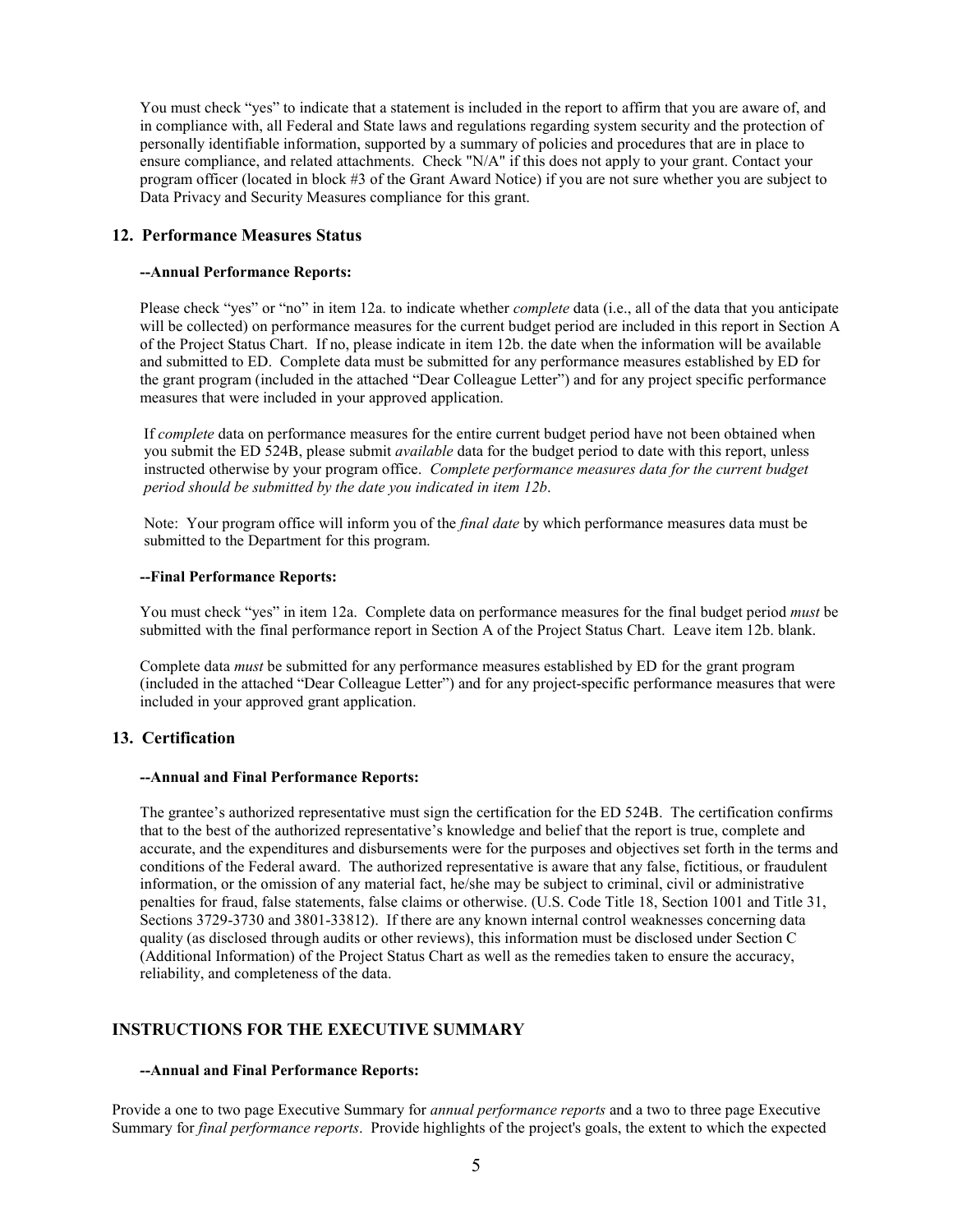You must check "yes" to indicate that a statement is included in the report to affirm that you are aware of, and in compliance with, all Federal and State laws and regulations regarding system security and the protection of personally identifiable information, supported by a summary of policies and procedures that are in place to ensure compliance, and related attachments. Check "N/A" if this does not apply to your grant. Contact your program officer (located in block #3 of the Grant Award Notice) if you are not sure whether you are subject to Data Privacy and Security Measures compliance for this grant.

### 12. Performance Measures Status

**--Annual Performance Reports:**

Please check "yes" or "no" in item 12a. to indicate whether *complete* data (i.e., all of the data that you anticipate will be collected) on performance measures for the current budget period are included in this report in Section A of the Project Status Chart. If no, please indicate in item 12b. the date when the information will be available and submitted to ED. Complete data must be submitted for any performance measures established by ED for the grant program (included in the attached "Dear Colleague Letter") and for any project specific performance measures that were included in your approved application.

If *complete* data on performance measures for the entire current budget period have not been obtained when you submit the ED 524B, please submit *available* data for the budget period to date with this report, unless instructed otherwise by your program office. *Complete performance measures data for the current budget period should be submitted by the date you indicated in item 12b*.

Note: Your program office will inform you of the *final date* by which performance measures data must be submitted to the Department for this program.

**--Final Performance Reports:**

You must check "yes" in item 12a. Complete data on performance measures for the final budget period *must* be submitted with the final performance report in Section A of the Project Status Chart. Leave item 12b. blank.

Complete data *must* be submitted for any performance measures established by ED for the grant program (included in the attached "Dear Colleague Letter") and for any project-specific performance measures that were included in your approved grant application.

### 13. Certification

**--Annual and Final Performance Reports:**

The grantee's authorized representative must sign the certification for the ED 524B. The certification confirms that to the best of the authorized representative's knowledge and belief that the report is true, complete and accurate, and the expenditures and disbursements were for the purposes and objectives set forth in the terms and conditions of the Federal award. The authorized representative is aware that any false, fictitious, or fraudulent information, or the omission of any material fact, he/she may be subject to criminal, civil or administrative penalties for fraud, false statements, false claims or otherwise. (U.S. Code Title 18, Section 1001 and Title 31, Sections 3729-3730 and 3801-33812). If there are any known internal control weaknesses concerning data quality (as disclosed through audits or other reviews), this information must be disclosed under Section C (Additional Information) of the Project Status Chart as well as the remedies taken to ensure the accuracy, reliability, and completeness of the data.

## INSTRUCTIONS FOR THE EXECUTIVE SUMMARY

**--Annual and Final Performance Reports:**

Provide a one to two page Executive Summary for *annual performance reports* and a two to three page Executive Summary for *final performance reports*. Provide highlights of the project's goals, the extent to which the expected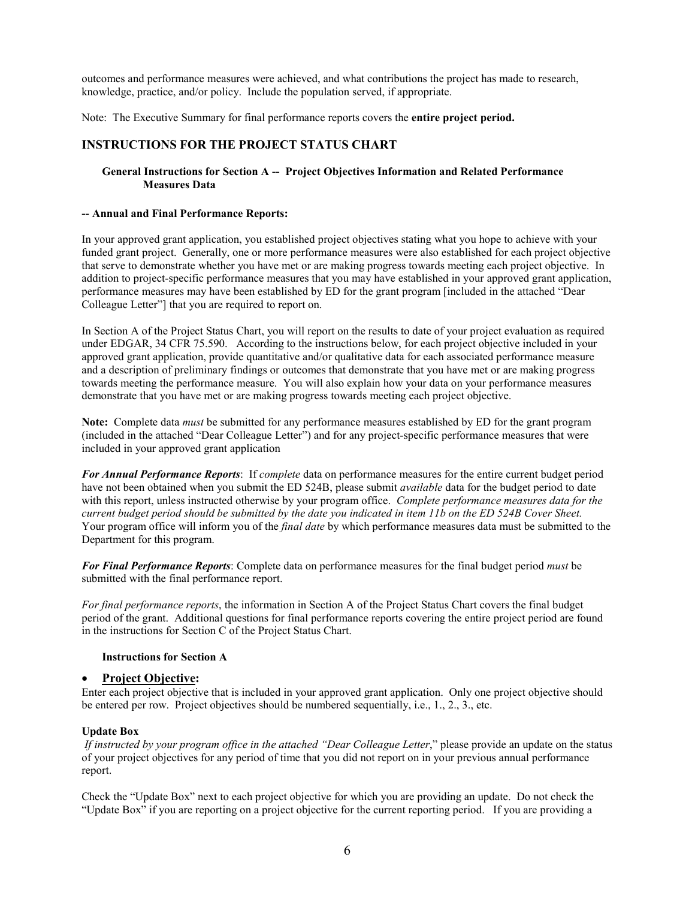outcomes and performance measures were achieved, and what contributions the project has made to research, knowledge, practice, and/or policy. Include the population served, if appropriate.

Note: The Executive Summary for final performance reports covers the **entire project period.**

## INSTRUCTIONS FOR THE PROJECT STATUS CHART

### General Instructions for Section A -- Project Objectives Information and Related Performance Measures Data

**-- Annual and Final Performance Reports:**

In your approved grant application, you established project objectives stating what you hope to achieve with your funded grant project. Generally, one or more performance measures were also established for each project objective that serve to demonstrate whether you have met or are making progress towards meeting each project objective. In addition to project-specific performance measures that you may have established in your approved grant application, performance measures may have been established by ED for the grant program [included in the attached "Dear Colleague Letter"] that you are required to report on.

In Section A of the Project Status Chart, you will report on the results to date of your project evaluation as required under EDGAR, 34 CFR 75.590. According to the instructions below, for each project objective included in your approved grant application, provide quantitative and/or qualitative data for each associated performance measure and a description of preliminary findings or outcomes that demonstrate that you have met or are making progress towards meeting the performance measure. You will also explain how your data on your performance measures demonstrate that you have met or are making progress towards meeting each project objective.

**Note:** Complete data *must* be submitted for any performance measures established by ED for the grant program (included in the attached "Dear Colleague Letter") and for any project-specific performance measures that were included in your approved grant application

***For Annual Performance Reports***: If *complete* data on performance measures for the entire current budget period have not been obtained when you submit the ED 524B, please submit *available* data for the budget period to date with this report, unless instructed otherwise by your program office. *Complete performance measures data for the current budget period should be submitted by the date you indicated in item 11b on the ED 524B Cover Sheet.* Your program office will inform you of the *final date* by which performance measures data must be submitted to the Department for this program.

***For Final Performance Reports***: Complete data on performance measures for the final budget period *must* be submitted with the final performance report.

*For final performance reports*, the information in Section A of the Project Status Chart covers the final budget period of the grant. Additional questions for final performance reports covering the entire project period are found in the instructions for Section C of the Project Status Chart.

### Instructions for Section A

- **Project Objective:**

Enter each project objective that is included in your approved grant application. Only one project objective should be entered per row. Project objectives should be numbered sequentially, i.e., 1., 2., 3., etc.

**Update Box**

*If instructed by your program office in the attached "Dear Colleague Letter*," please provide an update on the status of your project objectives for any period of time that you did not report on in your previous annual performance report.

Check the "Update Box" next to each project objective for which you are providing an update. Do not check the "Update Box" if you are reporting on a project objective for the current reporting period. If you are providing a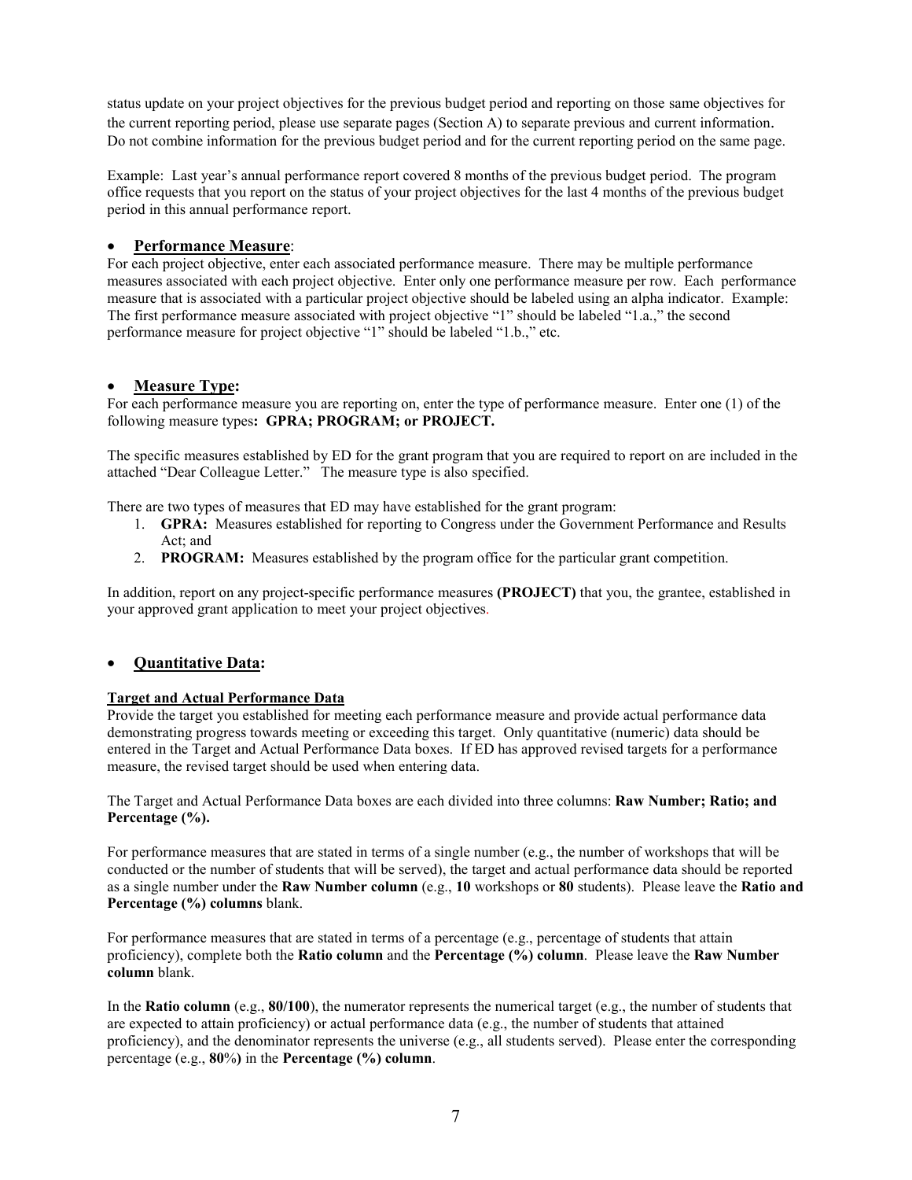status update on your project objectives for the previous budget period and reporting on those same objectives for the current reporting period, please use separate pages (Section A) to separate previous and current information. Do not combine information for the previous budget period and for the current reporting period on the same page.

Example: Last year's annual performance report covered 8 months of the previous budget period. The program office requests that you report on the status of your project objectives for the last 4 months of the previous budget period in this annual performance report.

- **Performance Measure**:

For each project objective, enter each associated performance measure. There may be multiple performance measures associated with each project objective. Enter only one performance measure per row. Each performance measure that is associated with a particular project objective should be labeled using an alpha indicator. Example: The first performance measure associated with project objective "1" should be labeled "1.a.," the second performance measure for project objective "1" should be labeled "1.b.," etc.

- **Measure Type:**

For each performance measure you are reporting on, enter the type of performance measure. Enter one (1) of the following measure types**: GPRA; PROGRAM; or PROJECT.**

The specific measures established by ED for the grant program that you are required to report on are included in the attached "Dear Colleague Letter." The measure type is also specified.

There are two types of measures that ED may have established for the grant program:

1. **GPRA:** Measures established for reporting to Congress under the Government Performance and Results Act; and
2. **PROGRAM:** Measures established by the program office for the particular grant competition.

In addition, report on any project-specific performance measures **(PROJECT)** that you, the grantee, established in your approved grant application to meet your project objectives.

- **Quantitative Data:**

**Target and Actual Performance Data**

Provide the target you established for meeting each performance measure and provide actual performance data demonstrating progress towards meeting or exceeding this target. Only quantitative (numeric) data should be entered in the Target and Actual Performance Data boxes. If ED has approved revised targets for a performance measure, the revised target should be used when entering data.

The Target and Actual Performance Data boxes are each divided into three columns: **Raw Number; Ratio; and Percentage (%).**

For performance measures that are stated in terms of a single number (e.g., the number of workshops that will be conducted or the number of students that will be served), the target and actual performance data should be reported as a single number under the **Raw Number column** (e.g., **10** workshops or **80** students). Please leave the **Ratio and Percentage (%) columns** blank.

For performance measures that are stated in terms of a percentage (e.g., percentage of students that attain proficiency), complete both the **Ratio column** and the **Percentage (%) column**. Please leave the **Raw Number column** blank.

In the **Ratio column** (e.g., **80/100**), the numerator represents the numerical target (e.g., the number of students that are expected to attain proficiency) or actual performance data (e.g., the number of students that attained proficiency), and the denominator represents the universe (e.g., all students served). Please enter the corresponding percentage (e.g., **80**%**)** in the **Percentage (%) column**.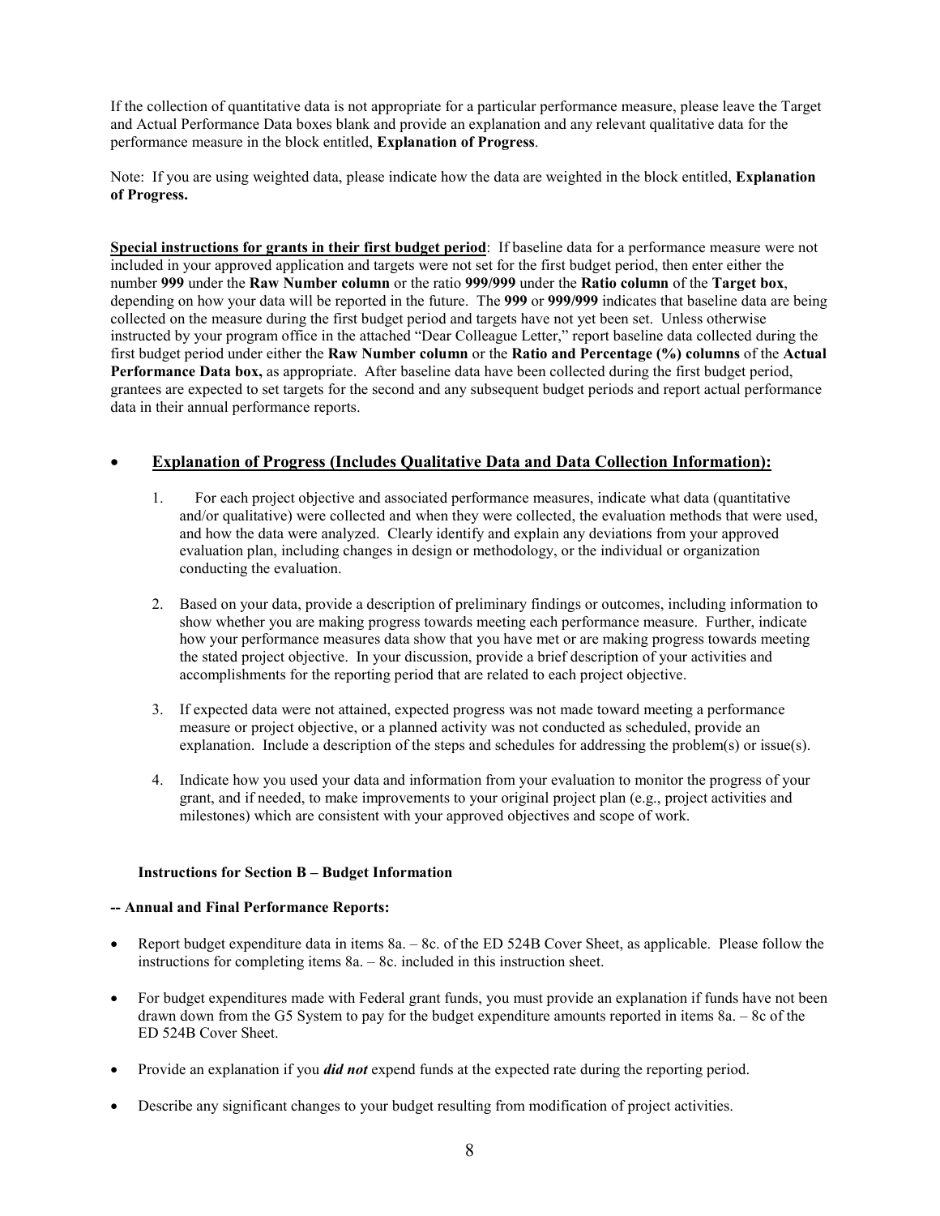If the collection of quantitative data is not appropriate for a particular performance measure, please leave the Target and Actual Performance Data boxes blank and provide an explanation and any relevant qualitative data for the performance measure in the block entitled, **Explanation of Progress**.

Note: If you are using weighted data, please indicate how the data are weighted in the block entitled, **Explanation of Progress.**

**Special instructions for grants in their first budget period**: If baseline data for a performance measure were not included in your approved application and targets were not set for the first budget period, then enter either the number **999** under the **Raw Number column** or the ratio **999/999** under the **Ratio column** of the **Target box**, depending on how your data will be reported in the future. The **999** or **999/999** indicates that baseline data are being collected on the measure during the first budget period and targets have not yet been set. Unless otherwise instructed by your program office in the attached "Dear Colleague Letter," report baseline data collected during the first budget period under either the **Raw Number column** or the **Ratio and Percentage (%) columns** of the **Actual Performance Data box,** as appropriate. After baseline data have been collected during the first budget period, grantees are expected to set targets for the second and any subsequent budget periods and report actual performance data in their annual performance reports.

- **Explanation of Progress (Includes Qualitative Data and Data Collection Information):**

  1. For each project objective and associated performance measures, indicate what data (quantitative and/or qualitative) were collected and when they were collected, the evaluation methods that were used, and how the data were analyzed. Clearly identify and explain any deviations from your approved evaluation plan, including changes in design or methodology, or the individual or organization conducting the evaluation.
  2. Based on your data, provide a description of preliminary findings or outcomes, including information to show whether you are making progress towards meeting each performance measure. Further, indicate how your performance measures data show that you have met or are making progress towards meeting the stated project objective. In your discussion, provide a brief description of your activities and accomplishments for the reporting period that are related to each project objective.
  3. If expected data were not attained, expected progress was not made toward meeting a performance measure or project objective, or a planned activity was not conducted as scheduled, provide an explanation. Include a description of the steps and schedules for addressing the problem(s) or issue(s).
  4. Indicate how you used your data and information from your evaluation to monitor the progress of your grant, and if needed, to make improvements to your original project plan (e.g., project activities and milestones) which are consistent with your approved objectives and scope of work.

**Instructions for Section B – Budget Information**

**-- Annual and Final Performance Reports:**

- Report budget expenditure data in items 8a. – 8c. of the ED 524B Cover Sheet, as applicable. Please follow the instructions for completing items 8a. – 8c. included in this instruction sheet.
- For budget expenditures made with Federal grant funds, you must provide an explanation if funds have not been drawn down from the G5 System to pay for the budget expenditure amounts reported in items 8a. – 8c of the ED 524B Cover Sheet.
- Provide an explanation if you ***did not*** expend funds at the expected rate during the reporting period.
- Describe any significant changes to your budget resulting from modification of project activities.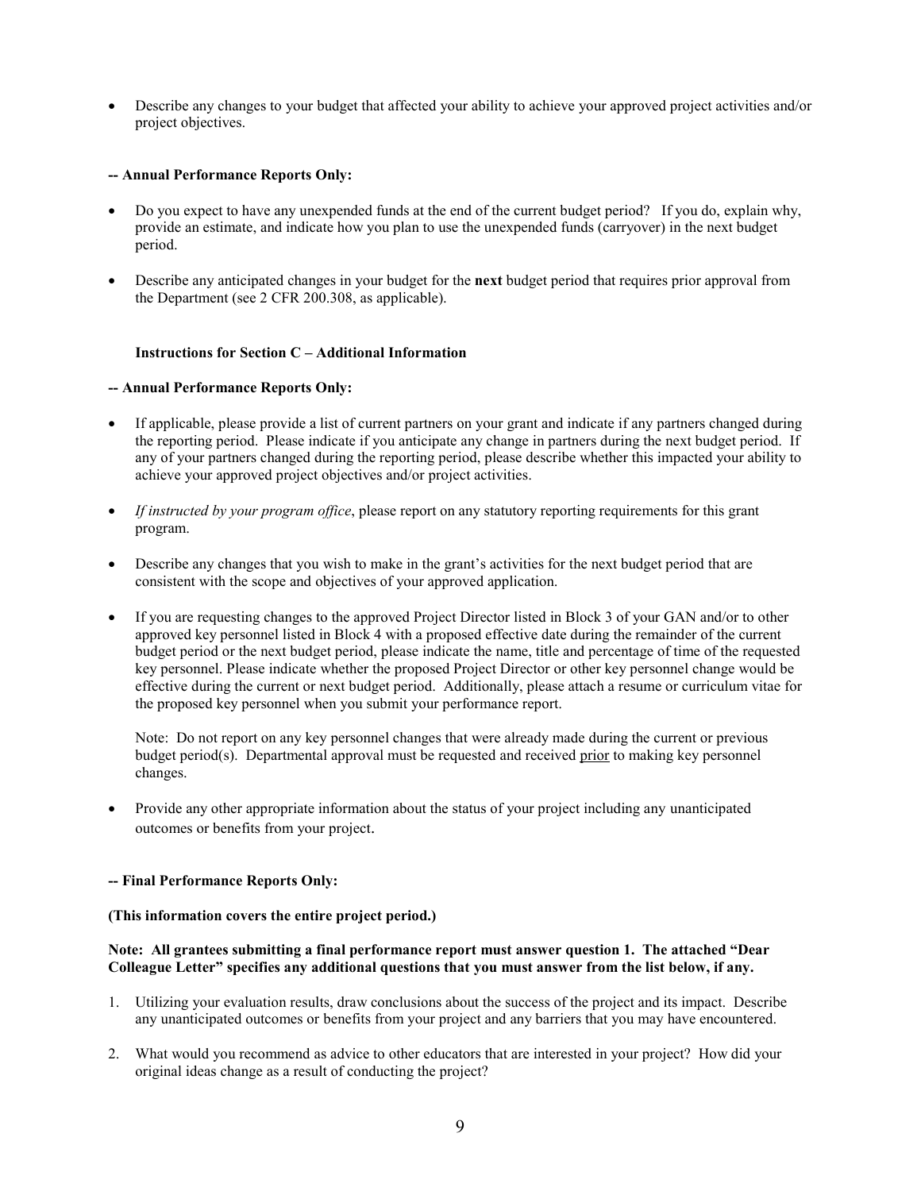- Describe any changes to your budget that affected your ability to achieve your approved project activities and/or project objectives.

**-- Annual Performance Reports Only:**

- Do you expect to have any unexpended funds at the end of the current budget period? If you do, explain why, provide an estimate, and indicate how you plan to use the unexpended funds (carryover) in the next budget period.
- Describe any anticipated changes in your budget for the **next** budget period that requires prior approval from the Department (see 2 CFR 200.308, as applicable).

### Instructions for Section C – Additional Information

**-- Annual Performance Reports Only:**

- If applicable, please provide a list of current partners on your grant and indicate if any partners changed during the reporting period. Please indicate if you anticipate any change in partners during the next budget period. If any of your partners changed during the reporting period, please describe whether this impacted your ability to achieve your approved project objectives and/or project activities.
- *If instructed by your program office*, please report on any statutory reporting requirements for this grant program.
- Describe any changes that you wish to make in the grant's activities for the next budget period that are consistent with the scope and objectives of your approved application.
- If you are requesting changes to the approved Project Director listed in Block 3 of your GAN and/or to other approved key personnel listed in Block 4 with a proposed effective date during the remainder of the current budget period or the next budget period, please indicate the name, title and percentage of time of the requested key personnel. Please indicate whether the proposed Project Director or other key personnel change would be effective during the current or next budget period. Additionally, please attach a resume or curriculum vitae for the proposed key personnel when you submit your performance report.

  Note: Do not report on any key personnel changes that were already made during the current or previous budget period(s). Departmental approval must be requested and received <u>prior</u> to making key personnel changes.

- Provide any other appropriate information about the status of your project including any unanticipated outcomes or benefits from your project.

**-- Final Performance Reports Only:**

**(This information covers the entire project period.)**

**Note: All grantees submitting a final performance report must answer question 1. The attached "Dear Colleague Letter" specifies any additional questions that you must answer from the list below, if any.**

1. Utilizing your evaluation results, draw conclusions about the success of the project and its impact. Describe any unanticipated outcomes or benefits from your project and any barriers that you may have encountered.
2. What would you recommend as advice to other educators that are interested in your project? How did your original ideas change as a result of conducting the project?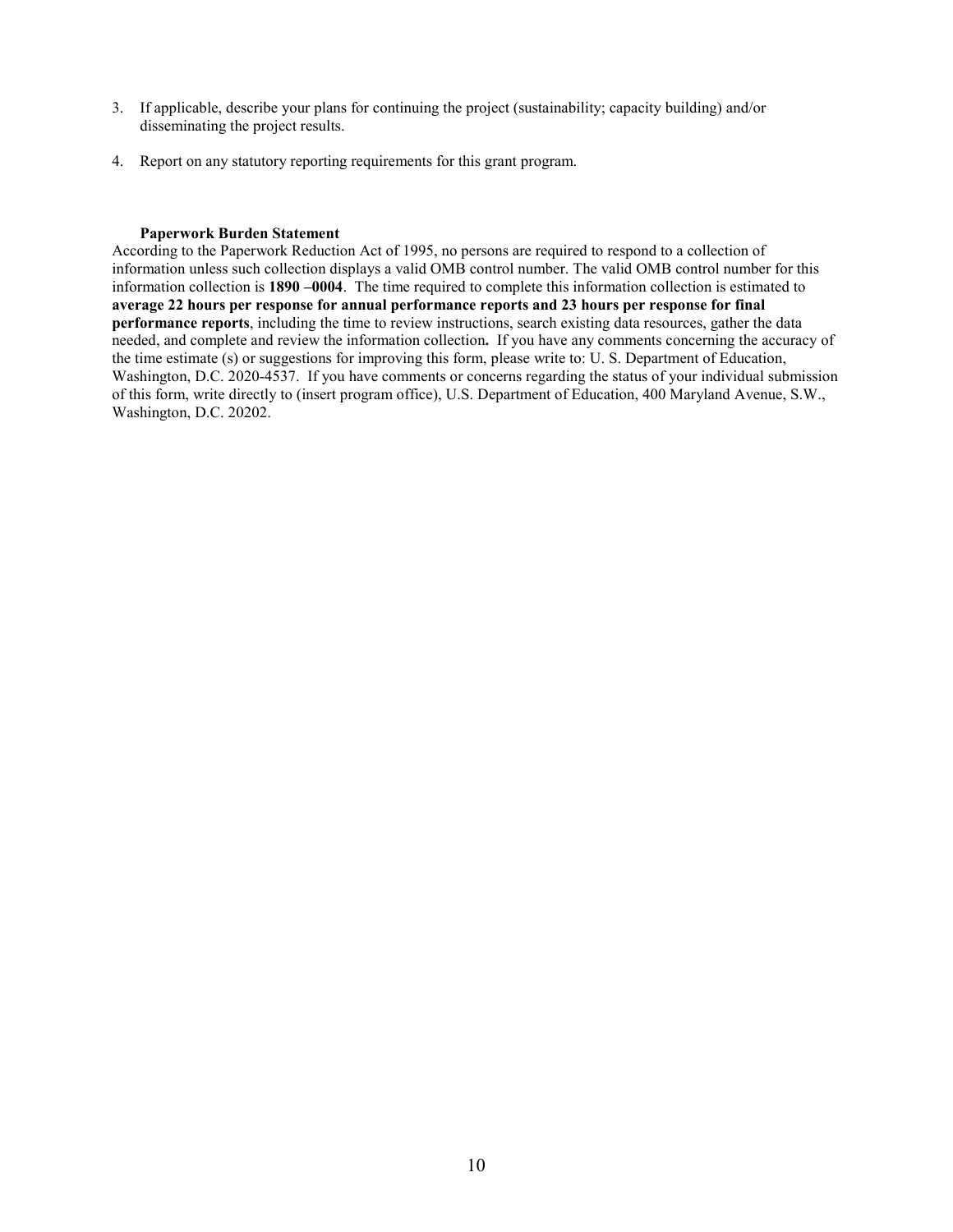3. If applicable, describe your plans for continuing the project (sustainability; capacity building) and/or disseminating the project results.

4. Report on any statutory reporting requirements for this grant program.

**Paperwork Burden Statement**

According to the Paperwork Reduction Act of 1995, no persons are required to respond to a collection of information unless such collection displays a valid OMB control number. The valid OMB control number for this information collection is **1890 –0004**. The time required to complete this information collection is estimated to **average 22 hours per response for annual performance reports and 23 hours per response for final performance reports**, including the time to review instructions, search existing data resources, gather the data needed, and complete and review the information collection**.** If you have any comments concerning the accuracy of the time estimate (s) or suggestions for improving this form, please write to: U. S. Department of Education, Washington, D.C. 2020-4537. If you have comments or concerns regarding the status of your individual submission of this form, write directly to (insert program office), U.S. Department of Education, 400 Maryland Avenue, S.W., Washington, D.C. 20202.